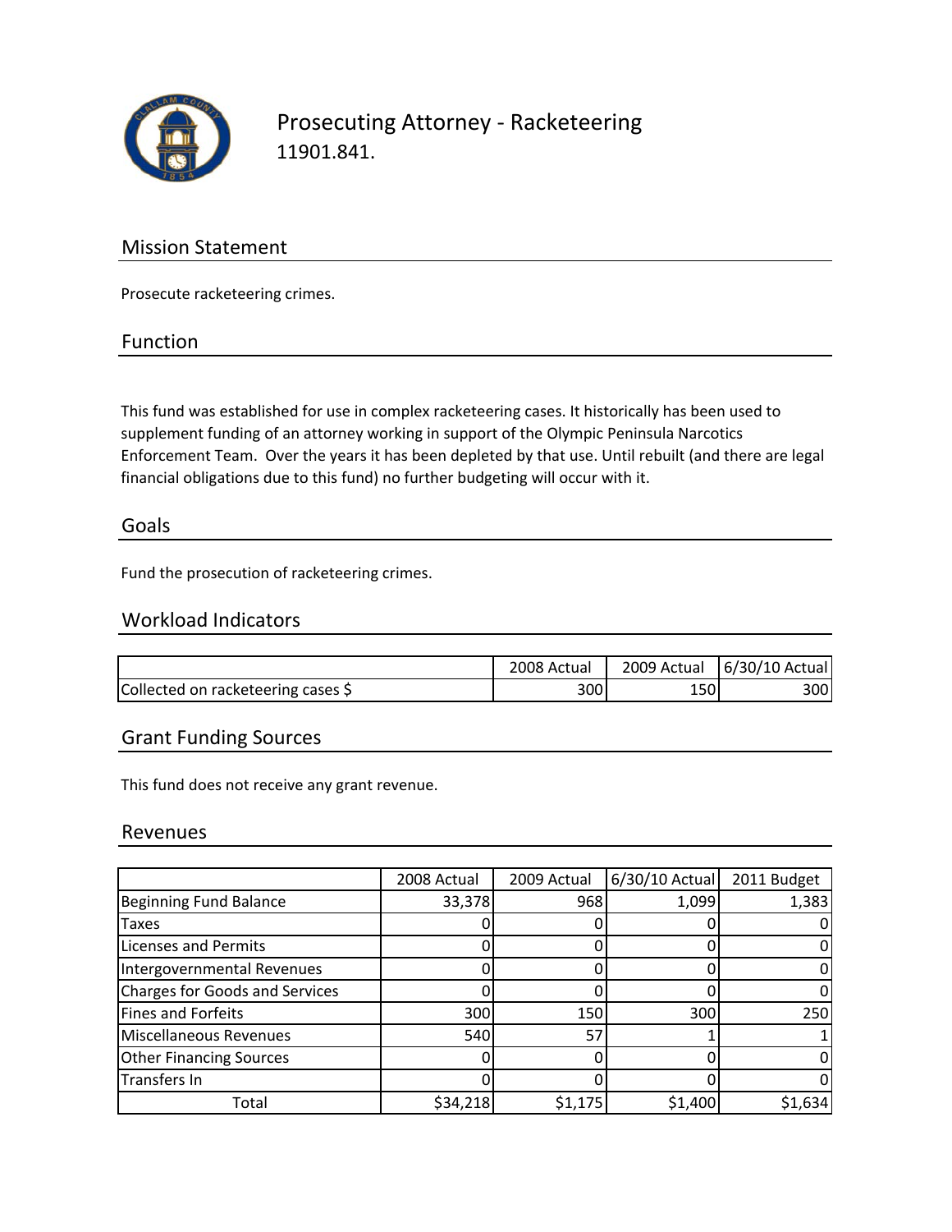# Prosecuting Attorney - Racketeering

11901.841.

## Mission Statement

Prosecute racketeering crimes.

## Function

This fund was established for use in complex racketeering cases. It historically has been used to supplement funding of an attorney working in support of the Olympic Peninsula Narcotics Enforcement Team. Over the years it has been depleted by that use. Until rebuilt (and there are legal financial obligations due to this fund) no further budgeting will occur with it.

## Goals

Fund the prosecution of racketeering crimes.

## Workload Indicators

| | 2008 Actual | 2009 Actual | 6/30/10 Actual |
|---|---|---|---|
| Collected on racketeering cases $ | 300 | 150 | 300 |

## Grant Funding Sources

This fund does not receive any grant revenue.

## Revenues

| | 2008 Actual | 2009 Actual | 6/30/10 Actual | 2011 Budget |
|---|---|---|---|---|
| Beginning Fund Balance | 33,378 | 968 | 1,099 | 1,383 |
| Taxes | 0 | 0 | 0 | 0 |
| Licenses and Permits | 0 | 0 | 0 | 0 |
| Intergovernmental Revenues | 0 | 0 | 0 | 0 |
| Charges for Goods and Services | 0 | 0 | 0 | 0 |
| Fines and Forfeits | 300 | 150 | 300 | 250 |
| Miscellaneous Revenues | 540 | 57 | 1 | 1 |
| Other Financing Sources | 0 | 0 | 0 | 0 |
| Transfers In | 0 | 0 | 0 | 0 |
| Total | $34,218 | $1,175 | $1,400 | $1,634 |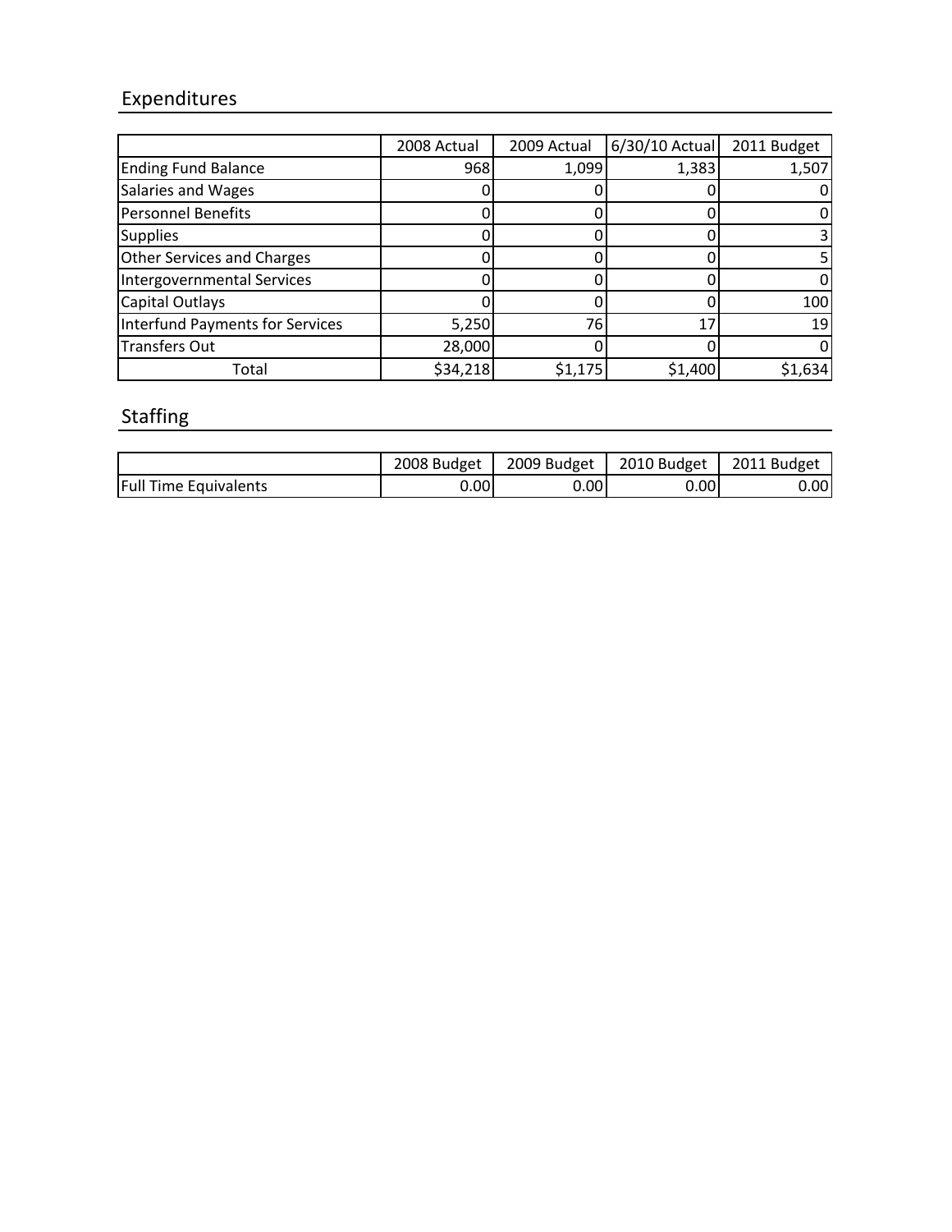## Expenditures

| | 2008 Actual | 2009 Actual | 6/30/10 Actual | 2011 Budget |
|---|---|---|---|---|
| Ending Fund Balance | 968 | 1,099 | 1,383 | 1,507 |
| Salaries and Wages | 0 | 0 | 0 | 0 |
| Personnel Benefits | 0 | 0 | 0 | 0 |
| Supplies | 0 | 0 | 0 | 3 |
| Other Services and Charges | 0 | 0 | 0 | 5 |
| Intergovernmental Services | 0 | 0 | 0 | 0 |
| Capital Outlays | 0 | 0 | 0 | 100 |
| Interfund Payments for Services | 5,250 | 76 | 17 | 19 |
| Transfers Out | 28,000 | 0 | 0 | 0 |
| Total | $34,218 | $1,175 | $1,400 | $1,634 |

## Staffing

| | 2008 Budget | 2009 Budget | 2010 Budget | 2011 Budget |
|---|---|---|---|---|
| Full Time Equivalents | 0.00 | 0.00 | 0.00 | 0.00 |